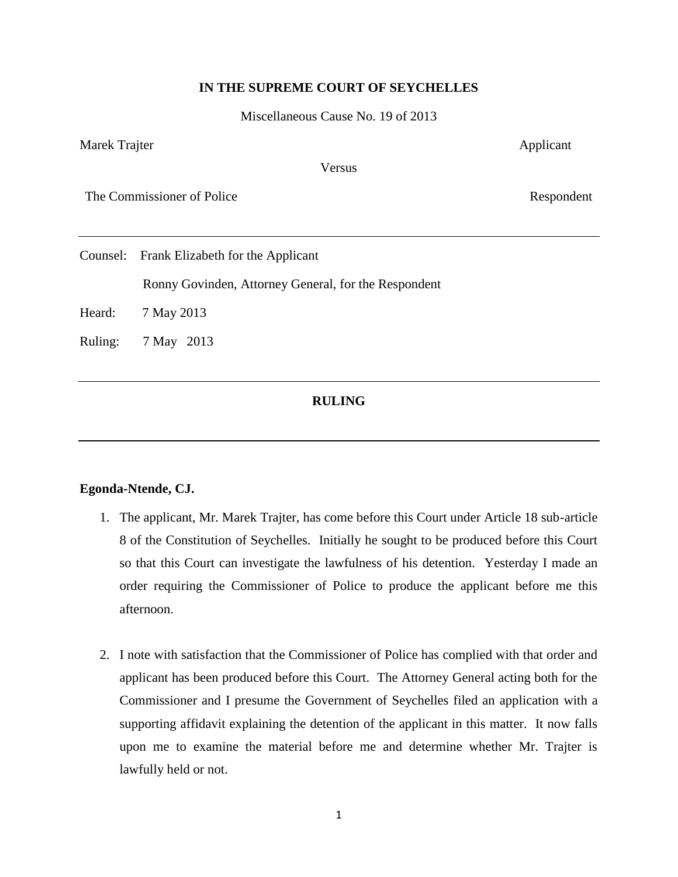**IN THE SUPREME COURT OF SEYCHELLES**

Miscellaneous Cause No. 19 of 2013

Marek Trajter Applicant

Versus

The Commissioner of Police Respondent

---

Counsel: Frank Elizabeth for the Applicant

Ronny Govinden, Attorney General, for the Respondent

Heard: 7 May 2013

Ruling: 7 May 2013

---

**RULING**

---

**Egonda-Ntende, CJ.**

1. The applicant, Mr. Marek Trajter, has come before this Court under Article 18 sub-article 8 of the Constitution of Seychelles. Initially he sought to be produced before this Court so that this Court can investigate the lawfulness of his detention. Yesterday I made an order requiring the Commissioner of Police to produce the applicant before me this afternoon.

2. I note with satisfaction that the Commissioner of Police has complied with that order and applicant has been produced before this Court. The Attorney General acting both for the Commissioner and I presume the Government of Seychelles filed an application with a supporting affidavit explaining the detention of the applicant in this matter. It now falls upon me to examine the material before me and determine whether Mr. Trajter is lawfully held or not.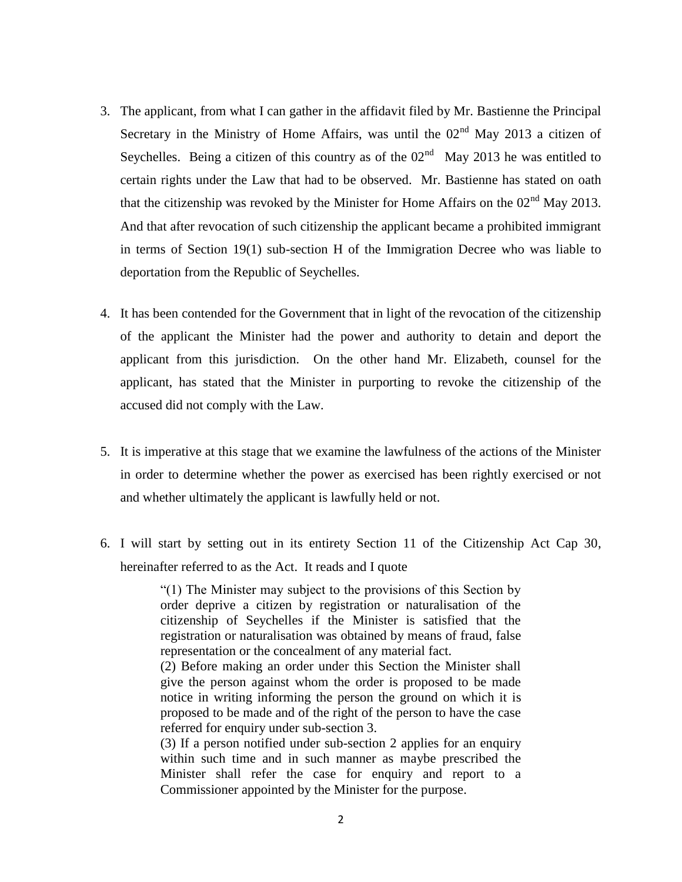3. The applicant, from what I can gather in the affidavit filed by Mr. Bastienne the Principal Secretary in the Ministry of Home Affairs, was until the 02nd May 2013 a citizen of Seychelles. Being a citizen of this country as of the 02nd May 2013 he was entitled to certain rights under the Law that had to be observed. Mr. Bastienne has stated on oath that the citizenship was revoked by the Minister for Home Affairs on the 02nd May 2013. And that after revocation of such citizenship the applicant became a prohibited immigrant in terms of Section 19(1) sub-section H of the Immigration Decree who was liable to deportation from the Republic of Seychelles.

4. It has been contended for the Government that in light of the revocation of the citizenship of the applicant the Minister had the power and authority to detain and deport the applicant from this jurisdiction. On the other hand Mr. Elizabeth, counsel for the applicant, has stated that the Minister in purporting to revoke the citizenship of the accused did not comply with the Law.

5. It is imperative at this stage that we examine the lawfulness of the actions of the Minister in order to determine whether the power as exercised has been rightly exercised or not and whether ultimately the applicant is lawfully held or not.

6. I will start by setting out in its entirety Section 11 of the Citizenship Act Cap 30, hereinafter referred to as the Act. It reads and I quote

> "(1) The Minister may subject to the provisions of this Section by order deprive a citizen by registration or naturalisation of the citizenship of Seychelles if the Minister is satisfied that the registration or naturalisation was obtained by means of fraud, false representation or the concealment of any material fact.
>
> (2) Before making an order under this Section the Minister shall give the person against whom the order is proposed to be made notice in writing informing the person the ground on which it is proposed to be made and of the right of the person to have the case referred for enquiry under sub-section 3.
>
> (3) If a person notified under sub-section 2 applies for an enquiry within such time and in such manner as maybe prescribed the Minister shall refer the case for enquiry and report to a Commissioner appointed by the Minister for the purpose.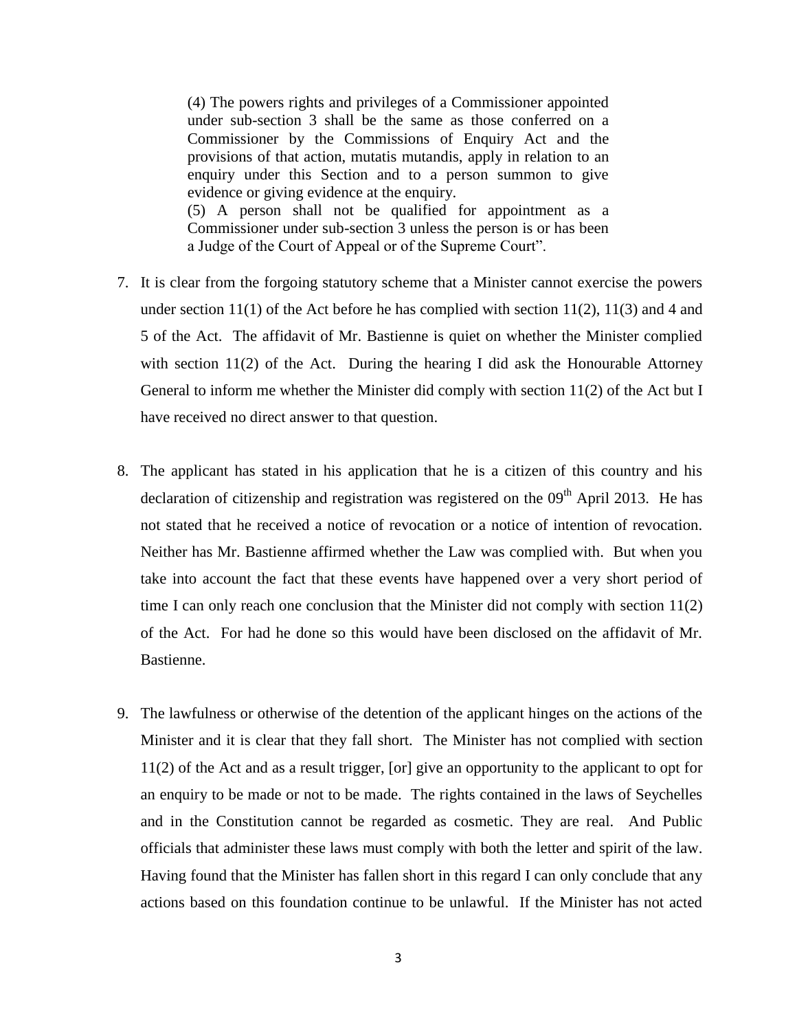> (4) The powers rights and privileges of a Commissioner appointed under sub-section 3 shall be the same as those conferred on a Commissioner by the Commissions of Enquiry Act and the provisions of that action, mutatis mutandis, apply in relation to an enquiry under this Section and to a person summon to give evidence or giving evidence at the enquiry.
> (5) A person shall not be qualified for appointment as a Commissioner under sub-section 3 unless the person is or has been a Judge of the Court of Appeal or of the Supreme Court".

7. It is clear from the forgoing statutory scheme that a Minister cannot exercise the powers under section 11(1) of the Act before he has complied with section 11(2), 11(3) and 4 and 5 of the Act. The affidavit of Mr. Bastienne is quiet on whether the Minister complied with section 11(2) of the Act. During the hearing I did ask the Honourable Attorney General to inform me whether the Minister did comply with section 11(2) of the Act but I have received no direct answer to that question.

8. The applicant has stated in his application that he is a citizen of this country and his declaration of citizenship and registration was registered on the 09th April 2013. He has not stated that he received a notice of revocation or a notice of intention of revocation. Neither has Mr. Bastienne affirmed whether the Law was complied with. But when you take into account the fact that these events have happened over a very short period of time I can only reach one conclusion that the Minister did not comply with section 11(2) of the Act. For had he done so this would have been disclosed on the affidavit of Mr. Bastienne.

9. The lawfulness or otherwise of the detention of the applicant hinges on the actions of the Minister and it is clear that they fall short. The Minister has not complied with section 11(2) of the Act and as a result trigger, [or] give an opportunity to the applicant to opt for an enquiry to be made or not to be made. The rights contained in the laws of Seychelles and in the Constitution cannot be regarded as cosmetic. They are real. And Public officials that administer these laws must comply with both the letter and spirit of the law. Having found that the Minister has fallen short in this regard I can only conclude that any actions based on this foundation continue to be unlawful. If the Minister has not acted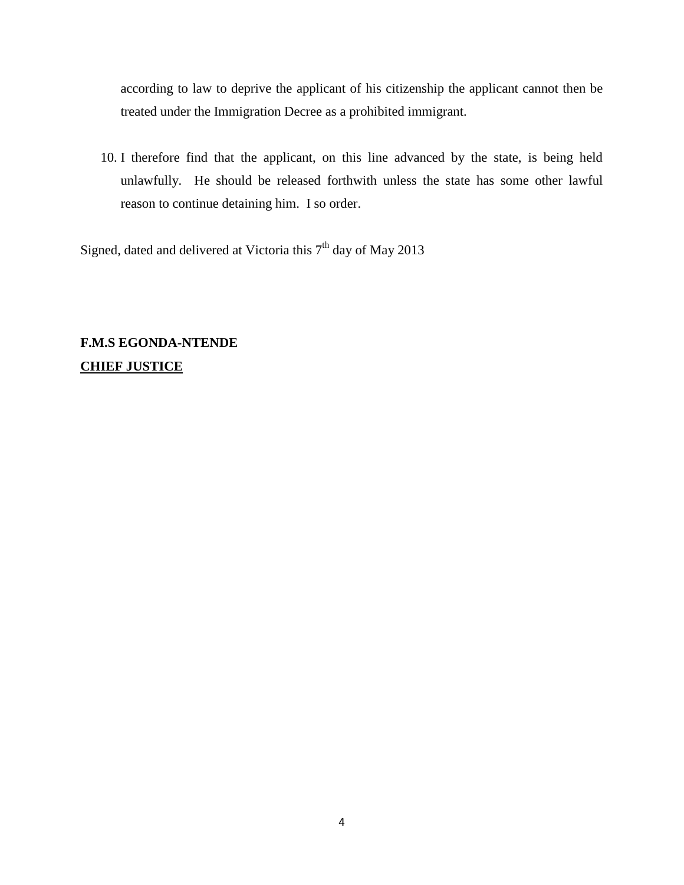according to law to deprive the applicant of his citizenship the applicant cannot then be treated under the Immigration Decree as a prohibited immigrant.

10. I therefore find that the applicant, on this line advanced by the state, is being held unlawfully. He should be released forthwith unless the state has some other lawful reason to continue detaining him. I so order.

Signed, dated and delivered at Victoria this 7th day of May 2013

**F.M.S EGONDA-NTENDE**
**CHIEF JUSTICE**